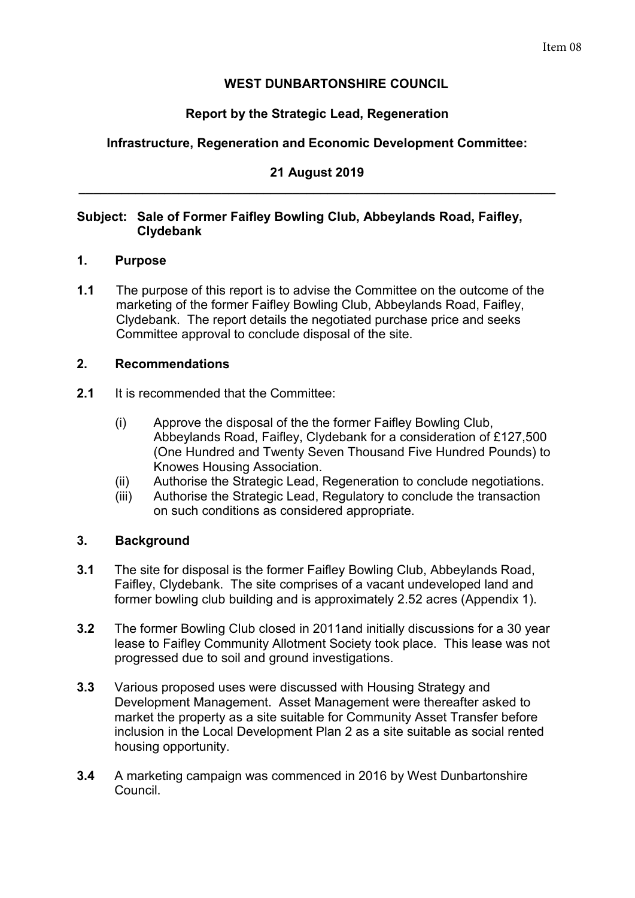Item 08

**WEST DUNBARTONSHIRE COUNCIL**

**Report by the Strategic Lead, Regeneration**

**Infrastructure, Regeneration and Economic Development Committee:**

**21 August 2019**

---

**Subject: Sale of Former Faifley Bowling Club, Abbeylands Road, Faifley, Clydebank**

## 1. Purpose

**1.1** The purpose of this report is to advise the Committee on the outcome of the marketing of the former Faifley Bowling Club, Abbeylands Road, Faifley, Clydebank. The report details the negotiated purchase price and seeks Committee approval to conclude disposal of the site.

## 2. Recommendations

**2.1** It is recommended that the Committee:

(i) Approve the disposal of the the former Faifley Bowling Club, Abbeylands Road, Faifley, Clydebank for a consideration of £127,500 (One Hundred and Twenty Seven Thousand Five Hundred Pounds) to Knowes Housing Association.

(ii) Authorise the Strategic Lead, Regeneration to conclude negotiations.

(iii) Authorise the Strategic Lead, Regulatory to conclude the transaction on such conditions as considered appropriate.

## 3. Background

**3.1** The site for disposal is the former Faifley Bowling Club, Abbeylands Road, Faifley, Clydebank. The site comprises of a vacant undeveloped land and former bowling club building and is approximately 2.52 acres (Appendix 1).

**3.2** The former Bowling Club closed in 2011and initially discussions for a 30 year lease to Faifley Community Allotment Society took place. This lease was not progressed due to soil and ground investigations.

**3.3** Various proposed uses were discussed with Housing Strategy and Development Management. Asset Management were thereafter asked to market the property as a site suitable for Community Asset Transfer before inclusion in the Local Development Plan 2 as a site suitable as social rented housing opportunity.

**3.4** A marketing campaign was commenced in 2016 by West Dunbartonshire Council.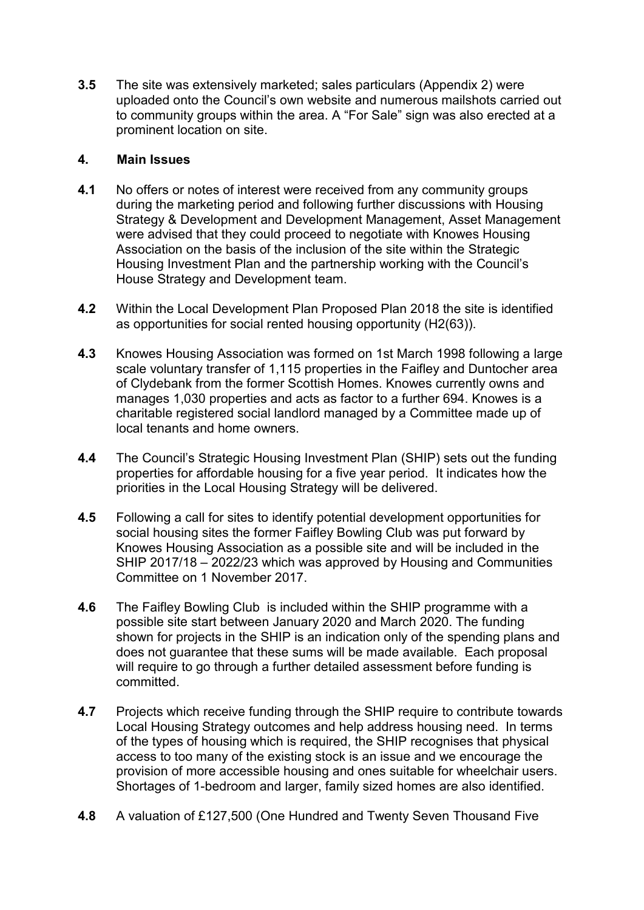**3.5** The site was extensively marketed; sales particulars (Appendix 2) were uploaded onto the Council's own website and numerous mailshots carried out to community groups within the area. A "For Sale" sign was also erected at a prominent location on site.

## 4. Main Issues

**4.1** No offers or notes of interest were received from any community groups during the marketing period and following further discussions with Housing Strategy & Development and Development Management, Asset Management were advised that they could proceed to negotiate with Knowes Housing Association on the basis of the inclusion of the site within the Strategic Housing Investment Plan and the partnership working with the Council's House Strategy and Development team.

**4.2** Within the Local Development Plan Proposed Plan 2018 the site is identified as opportunities for social rented housing opportunity (H2(63)).

**4.3** Knowes Housing Association was formed on 1st March 1998 following a large scale voluntary transfer of 1,115 properties in the Faifley and Duntocher area of Clydebank from the former Scottish Homes. Knowes currently owns and manages 1,030 properties and acts as factor to a further 694. Knowes is a charitable registered social landlord managed by a Committee made up of local tenants and home owners.

**4.4** The Council's Strategic Housing Investment Plan (SHIP) sets out the funding properties for affordable housing for a five year period. It indicates how the priorities in the Local Housing Strategy will be delivered.

**4.5** Following a call for sites to identify potential development opportunities for social housing sites the former Faifley Bowling Club was put forward by Knowes Housing Association as a possible site and will be included in the SHIP 2017/18 – 2022/23 which was approved by Housing and Communities Committee on 1 November 2017.

**4.6** The Faifley Bowling Club is included within the SHIP programme with a possible site start between January 2020 and March 2020. The funding shown for projects in the SHIP is an indication only of the spending plans and does not guarantee that these sums will be made available. Each proposal will require to go through a further detailed assessment before funding is committed.

**4.7** Projects which receive funding through the SHIP require to contribute towards Local Housing Strategy outcomes and help address housing need. In terms of the types of housing which is required, the SHIP recognises that physical access to too many of the existing stock is an issue and we encourage the provision of more accessible housing and ones suitable for wheelchair users. Shortages of 1-bedroom and larger, family sized homes are also identified.

**4.8** A valuation of £127,500 (One Hundred and Twenty Seven Thousand Five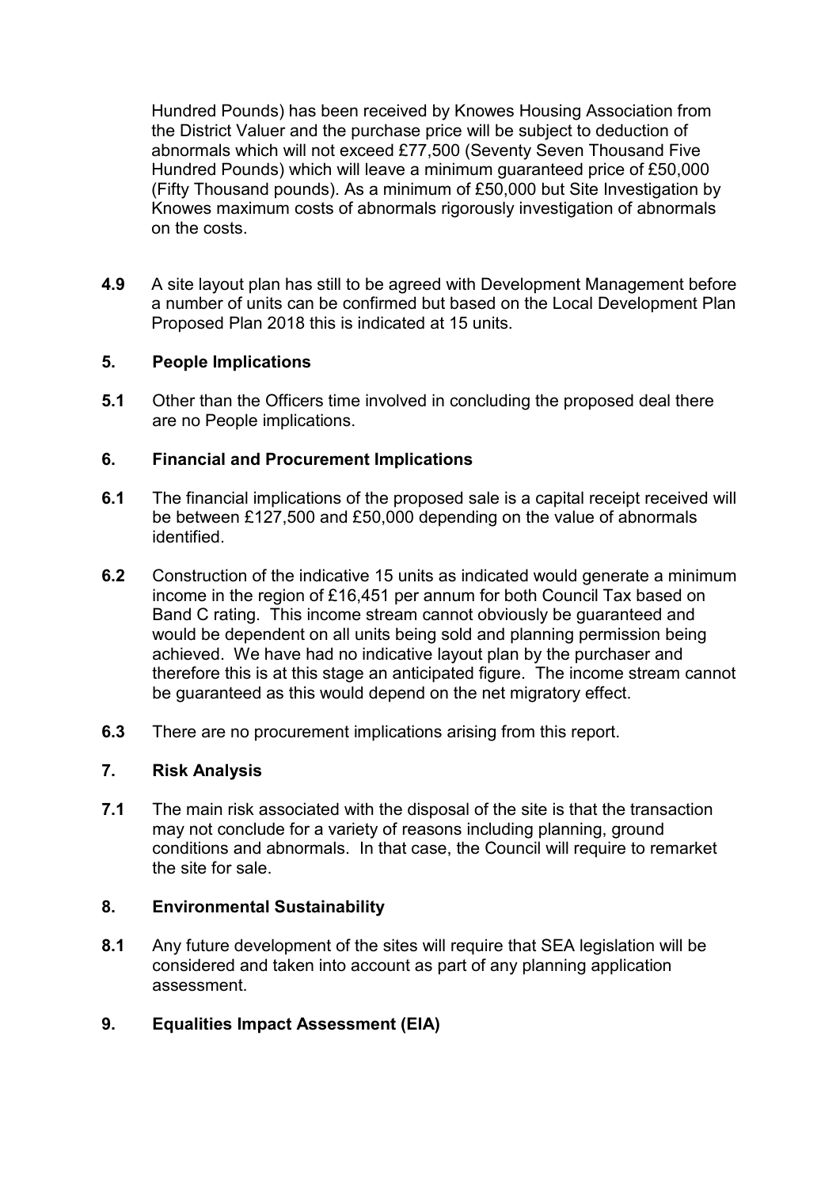Hundred Pounds) has been received by Knowes Housing Association from the District Valuer and the purchase price will be subject to deduction of abnormals which will not exceed £77,500 (Seventy Seven Thousand Five Hundred Pounds) which will leave a minimum guaranteed price of £50,000 (Fifty Thousand pounds). As a minimum of £50,000 but Site Investigation by Knowes maximum costs of abnormals rigorously investigation of abnormals on the costs.

**4.9** A site layout plan has still to be agreed with Development Management before a number of units can be confirmed but based on the Local Development Plan Proposed Plan 2018 this is indicated at 15 units.

## 5. People Implications

**5.1** Other than the Officers time involved in concluding the proposed deal there are no People implications.

## 6. Financial and Procurement Implications

**6.1** The financial implications of the proposed sale is a capital receipt received will be between £127,500 and £50,000 depending on the value of abnormals identified.

**6.2** Construction of the indicative 15 units as indicated would generate a minimum income in the region of £16,451 per annum for both Council Tax based on Band C rating. This income stream cannot obviously be guaranteed and would be dependent on all units being sold and planning permission being achieved. We have had no indicative layout plan by the purchaser and therefore this is at this stage an anticipated figure. The income stream cannot be guaranteed as this would depend on the net migratory effect.

**6.3** There are no procurement implications arising from this report.

## 7. Risk Analysis

**7.1** The main risk associated with the disposal of the site is that the transaction may not conclude for a variety of reasons including planning, ground conditions and abnormals. In that case, the Council will require to remarket the site for sale.

## 8. Environmental Sustainability

**8.1** Any future development of the sites will require that SEA legislation will be considered and taken into account as part of any planning application assessment.

## 9. Equalities Impact Assessment (EIA)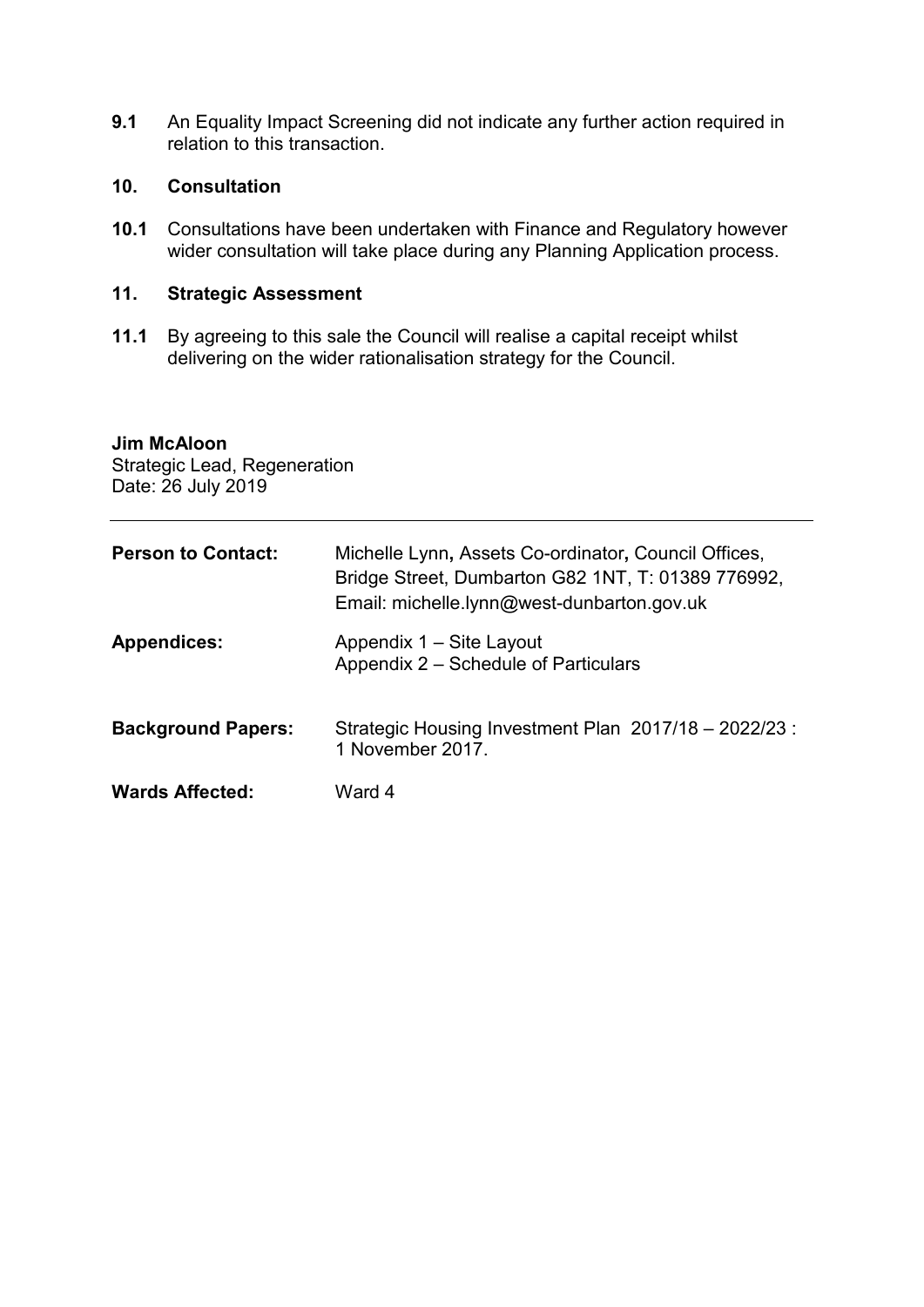**9.1** An Equality Impact Screening did not indicate any further action required in relation to this transaction.

## 10. Consultation

**10.1** Consultations have been undertaken with Finance and Regulatory however wider consultation will take place during any Planning Application process.

## 11. Strategic Assessment

**11.1** By agreeing to this sale the Council will realise a capital receipt whilst delivering on the wider rationalisation strategy for the Council.

**Jim McAloon**
Strategic Lead, Regeneration
Date: 26 July 2019

---

| | |
|---|---|
| **Person to Contact:** | Michelle Lynn**,** Assets Co-ordinator**,** Council Offices, Bridge Street, Dumbarton G82 1NT, T: 01389 776992, Email: michelle.lynn@west-dunbarton.gov.uk |
| **Appendices:** | Appendix 1 – Site Layout<br>Appendix 2 – Schedule of Particulars |
| **Background Papers:** | Strategic Housing Investment Plan 2017/18 – 2022/23 : 1 November 2017. |
| **Wards Affected:** | Ward 4 |